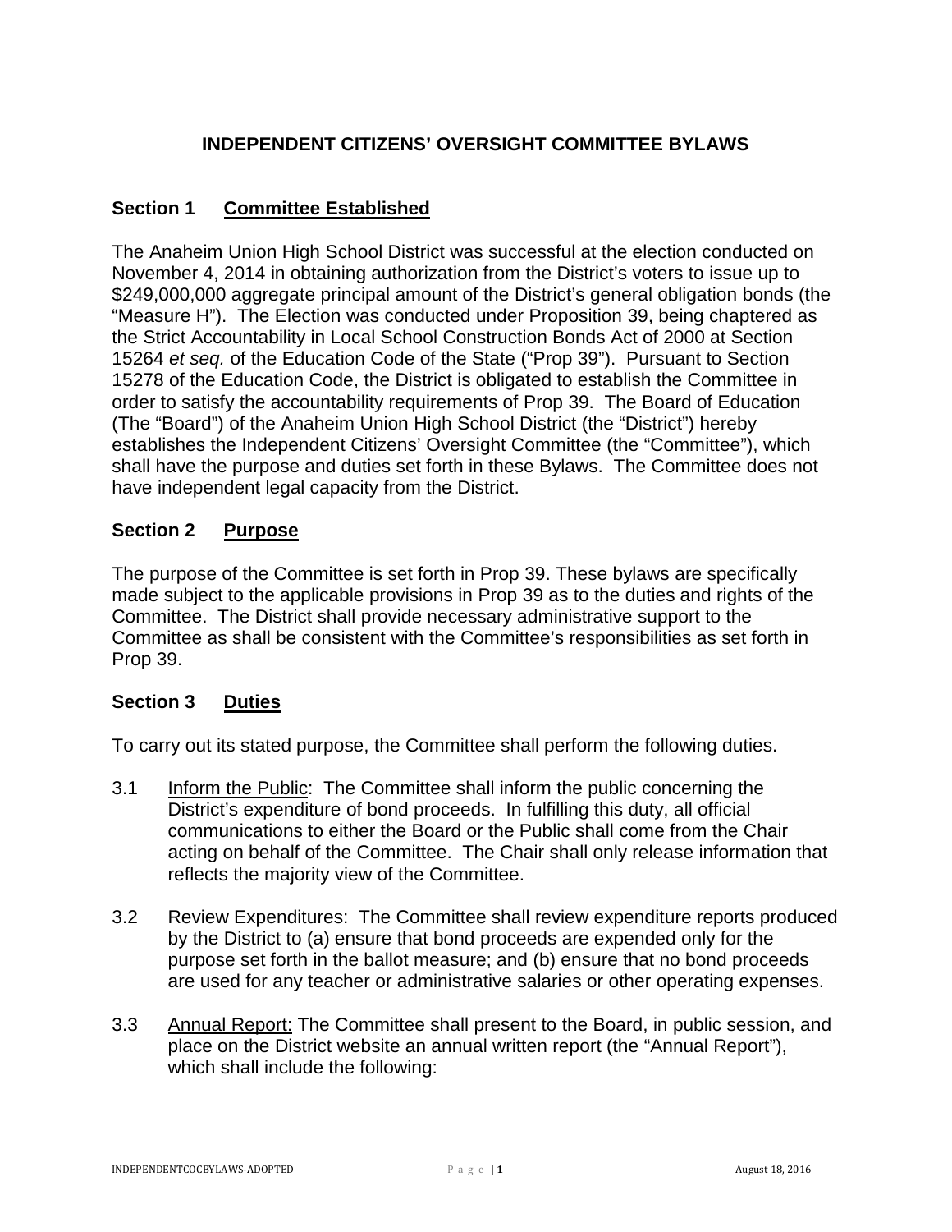# INDEPENDENT CITIZENS' OVERSIGHT COMMITTEE BYLAWS

## Section 1 Committee Established

The Anaheim Union High School District was successful at the election conducted on November 4, 2014 in obtaining authorization from the District's voters to issue up to $249,000,000 aggregate principal amount of the District's general obligation bonds (the "Measure H"). The Election was conducted under Proposition 39, being chaptered as the Strict Accountability in Local School Construction Bonds Act of 2000 at Section 15264 *et seq.* of the Education Code of the State ("Prop 39"). Pursuant to Section 15278 of the Education Code, the District is obligated to establish the Committee in order to satisfy the accountability requirements of Prop 39. The Board of Education (The "Board") of the Anaheim Union High School District (the "District") hereby establishes the Independent Citizens' Oversight Committee (the "Committee"), which shall have the purpose and duties set forth in these Bylaws. The Committee does not have independent legal capacity from the District.

## Section 2 Purpose

The purpose of the Committee is set forth in Prop 39. These bylaws are specifically made subject to the applicable provisions in Prop 39 as to the duties and rights of the Committee. The District shall provide necessary administrative support to the Committee as shall be consistent with the Committee's responsibilities as set forth in Prop 39.

## Section 3 Duties

To carry out its stated purpose, the Committee shall perform the following duties.

3.1 Inform the Public: The Committee shall inform the public concerning the District's expenditure of bond proceeds. In fulfilling this duty, all official communications to either the Board or the Public shall come from the Chair acting on behalf of the Committee. The Chair shall only release information that reflects the majority view of the Committee.

3.2 Review Expenditures: The Committee shall review expenditure reports produced by the District to (a) ensure that bond proceeds are expended only for the purpose set forth in the ballot measure; and (b) ensure that no bond proceeds are used for any teacher or administrative salaries or other operating expenses.

3.3 Annual Report: The Committee shall present to the Board, in public session, and place on the District website an annual written report (the "Annual Report"), which shall include the following: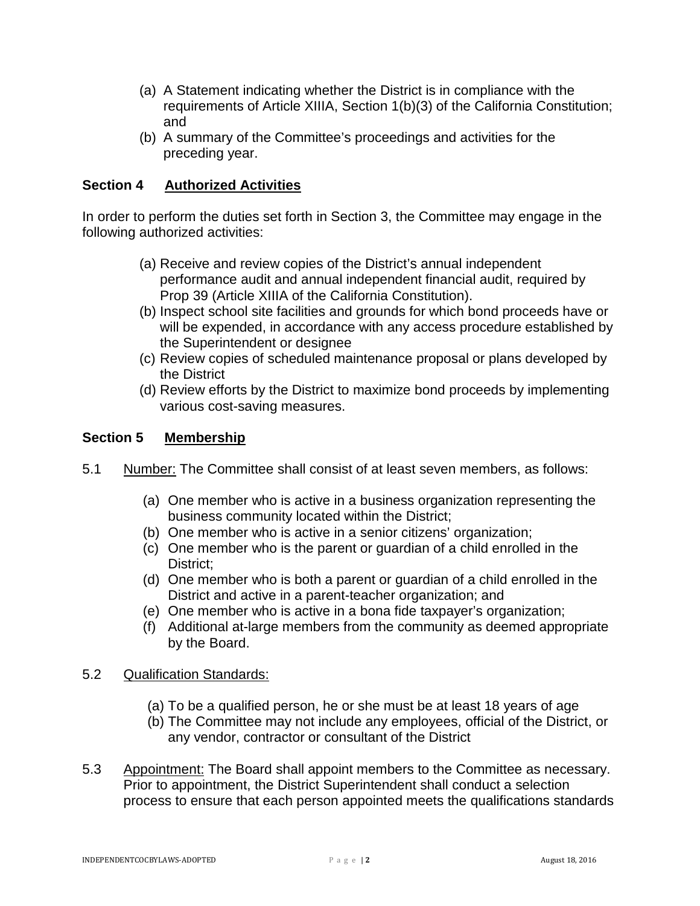(a) A Statement indicating whether the District is in compliance with the requirements of Article XIIIA, Section 1(b)(3) of the California Constitution; and
(b) A summary of the Committee's proceedings and activities for the preceding year.

## Section 4 Authorized Activities

In order to perform the duties set forth in Section 3, the Committee may engage in the following authorized activities:

(a) Receive and review copies of the District's annual independent performance audit and annual independent financial audit, required by Prop 39 (Article XIIIA of the California Constitution).
(b) Inspect school site facilities and grounds for which bond proceeds have or will be expended, in accordance with any access procedure established by the Superintendent or designee
(c) Review copies of scheduled maintenance proposal or plans developed by the District
(d) Review efforts by the District to maximize bond proceeds by implementing various cost-saving measures.

## Section 5 Membership

5.1 Number: The Committee shall consist of at least seven members, as follows:

(a) One member who is active in a business organization representing the business community located within the District;
(b) One member who is active in a senior citizens' organization;
(c) One member who is the parent or guardian of a child enrolled in the District;
(d) One member who is both a parent or guardian of a child enrolled in the District and active in a parent-teacher organization; and
(e) One member who is active in a bona fide taxpayer's organization;
(f) Additional at-large members from the community as deemed appropriate by the Board.

5.2 Qualification Standards:

(a) To be a qualified person, he or she must be at least 18 years of age
(b) The Committee may not include any employees, official of the District, or any vendor, contractor or consultant of the District

5.3 Appointment: The Board shall appoint members to the Committee as necessary. Prior to appointment, the District Superintendent shall conduct a selection process to ensure that each person appointed meets the qualifications standards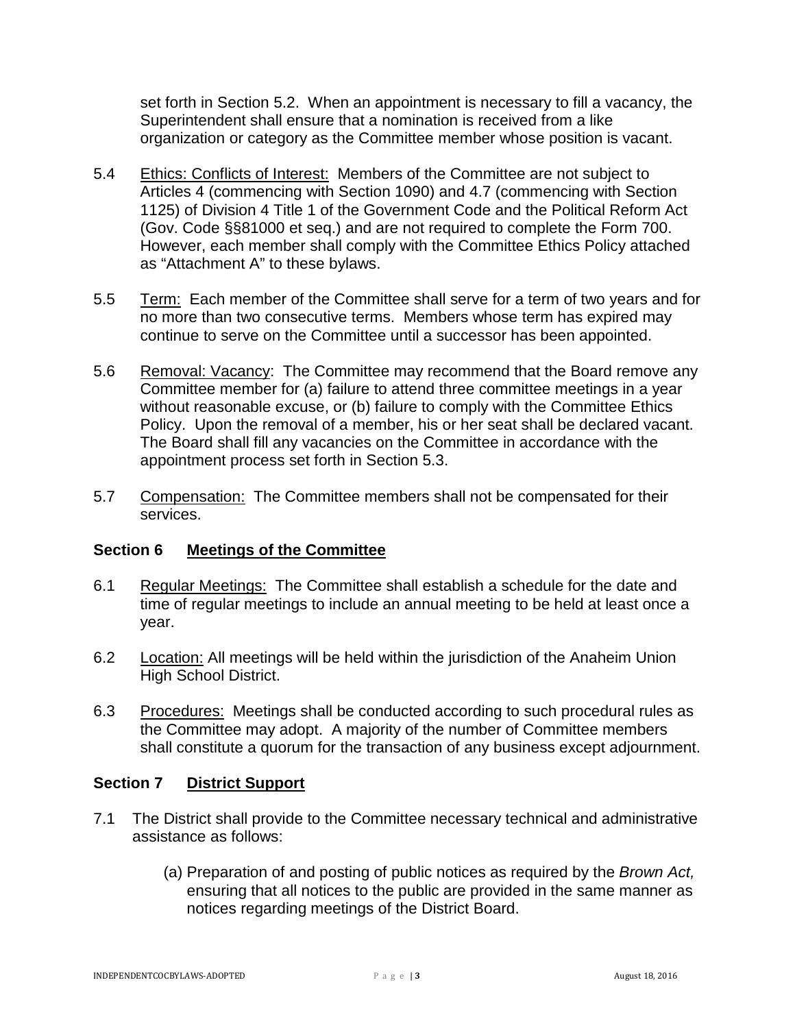set forth in Section 5.2. When an appointment is necessary to fill a vacancy, the Superintendent shall ensure that a nomination is received from a like organization or category as the Committee member whose position is vacant.

5.4 Ethics: Conflicts of Interest: Members of the Committee are not subject to Articles 4 (commencing with Section 1090) and 4.7 (commencing with Section 1125) of Division 4 Title 1 of the Government Code and the Political Reform Act (Gov. Code §§81000 et seq.) and are not required to complete the Form 700. However, each member shall comply with the Committee Ethics Policy attached as "Attachment A" to these bylaws.

5.5 Term: Each member of the Committee shall serve for a term of two years and for no more than two consecutive terms. Members whose term has expired may continue to serve on the Committee until a successor has been appointed.

5.6 Removal: Vacancy: The Committee may recommend that the Board remove any Committee member for (a) failure to attend three committee meetings in a year without reasonable excuse, or (b) failure to comply with the Committee Ethics Policy. Upon the removal of a member, his or her seat shall be declared vacant. The Board shall fill any vacancies on the Committee in accordance with the appointment process set forth in Section 5.3.

5.7 Compensation: The Committee members shall not be compensated for their services.

## Section 6 Meetings of the Committee

6.1 Regular Meetings: The Committee shall establish a schedule for the date and time of regular meetings to include an annual meeting to be held at least once a year.

6.2 Location: All meetings will be held within the jurisdiction of the Anaheim Union High School District.

6.3 Procedures: Meetings shall be conducted according to such procedural rules as the Committee may adopt. A majority of the number of Committee members shall constitute a quorum for the transaction of any business except adjournment.

## Section 7 District Support

7.1 The District shall provide to the Committee necessary technical and administrative assistance as follows:

(a) Preparation of and posting of public notices as required by the *Brown Act,* ensuring that all notices to the public are provided in the same manner as notices regarding meetings of the District Board.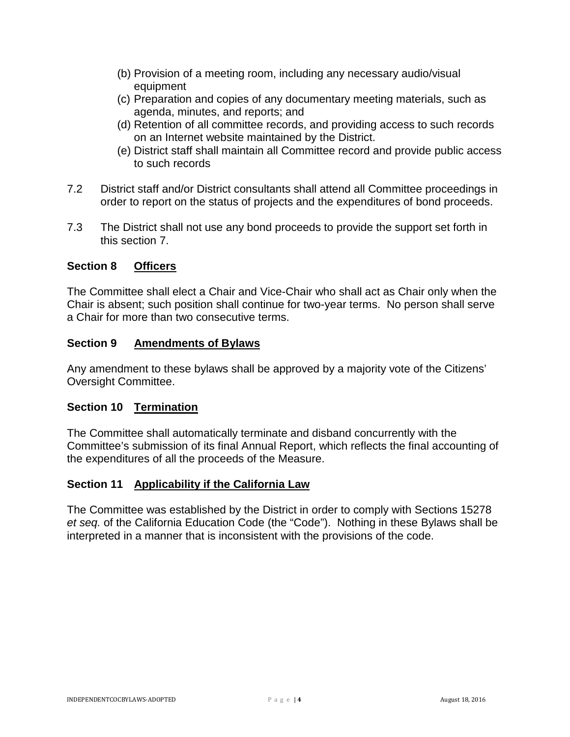(b) Provision of a meeting room, including any necessary audio/visual equipment
(c) Preparation and copies of any documentary meeting materials, such as agenda, minutes, and reports; and
(d) Retention of all committee records, and providing access to such records on an Internet website maintained by the District.
(e) District staff shall maintain all Committee record and provide public access to such records

7.2 District staff and/or District consultants shall attend all Committee proceedings in order to report on the status of projects and the expenditures of bond proceeds.

7.3 The District shall not use any bond proceeds to provide the support set forth in this section 7.

## Section 8 Officers

The Committee shall elect a Chair and Vice-Chair who shall act as Chair only when the Chair is absent; such position shall continue for two-year terms. No person shall serve a Chair for more than two consecutive terms.

## Section 9 Amendments of Bylaws

Any amendment to these bylaws shall be approved by a majority vote of the Citizens' Oversight Committee.

## Section 10 Termination

The Committee shall automatically terminate and disband concurrently with the Committee's submission of its final Annual Report, which reflects the final accounting of the expenditures of all the proceeds of the Measure.

## Section 11 Applicability if the California Law

The Committee was established by the District in order to comply with Sections 15278 *et seq.* of the California Education Code (the "Code"). Nothing in these Bylaws shall be interpreted in a manner that is inconsistent with the provisions of the code.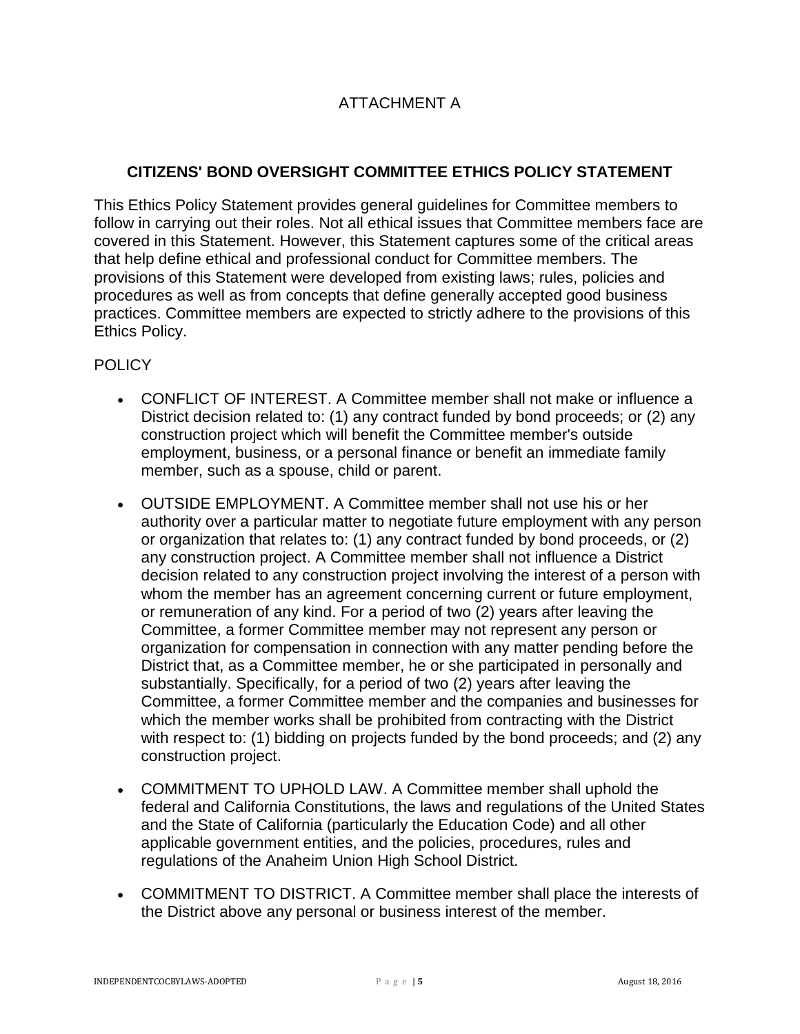ATTACHMENT A

## CITIZENS' BOND OVERSIGHT COMMITTEE ETHICS POLICY STATEMENT

This Ethics Policy Statement provides general guidelines for Committee members to follow in carrying out their roles. Not all ethical issues that Committee members face are covered in this Statement. However, this Statement captures some of the critical areas that help define ethical and professional conduct for Committee members. The provisions of this Statement were developed from existing laws; rules, policies and procedures as well as from concepts that define generally accepted good business practices. Committee members are expected to strictly adhere to the provisions of this Ethics Policy.

POLICY

- CONFLICT OF INTEREST. A Committee member shall not make or influence a District decision related to: (1) any contract funded by bond proceeds; or (2) any construction project which will benefit the Committee member's outside employment, business, or a personal finance or benefit an immediate family member, such as a spouse, child or parent.
- OUTSIDE EMPLOYMENT. A Committee member shall not use his or her authority over a particular matter to negotiate future employment with any person or organization that relates to: (1) any contract funded by bond proceeds, or (2) any construction project. A Committee member shall not influence a District decision related to any construction project involving the interest of a person with whom the member has an agreement concerning current or future employment, or remuneration of any kind. For a period of two (2) years after leaving the Committee, a former Committee member may not represent any person or organization for compensation in connection with any matter pending before the District that, as a Committee member, he or she participated in personally and substantially. Specifically, for a period of two (2) years after leaving the Committee, a former Committee member and the companies and businesses for which the member works shall be prohibited from contracting with the District with respect to: (1) bidding on projects funded by the bond proceeds; and (2) any construction project.
- COMMITMENT TO UPHOLD LAW. A Committee member shall uphold the federal and California Constitutions, the laws and regulations of the United States and the State of California (particularly the Education Code) and all other applicable government entities, and the policies, procedures, rules and regulations of the Anaheim Union High School District.
- COMMITMENT TO DISTRICT. A Committee member shall place the interests of the District above any personal or business interest of the member.